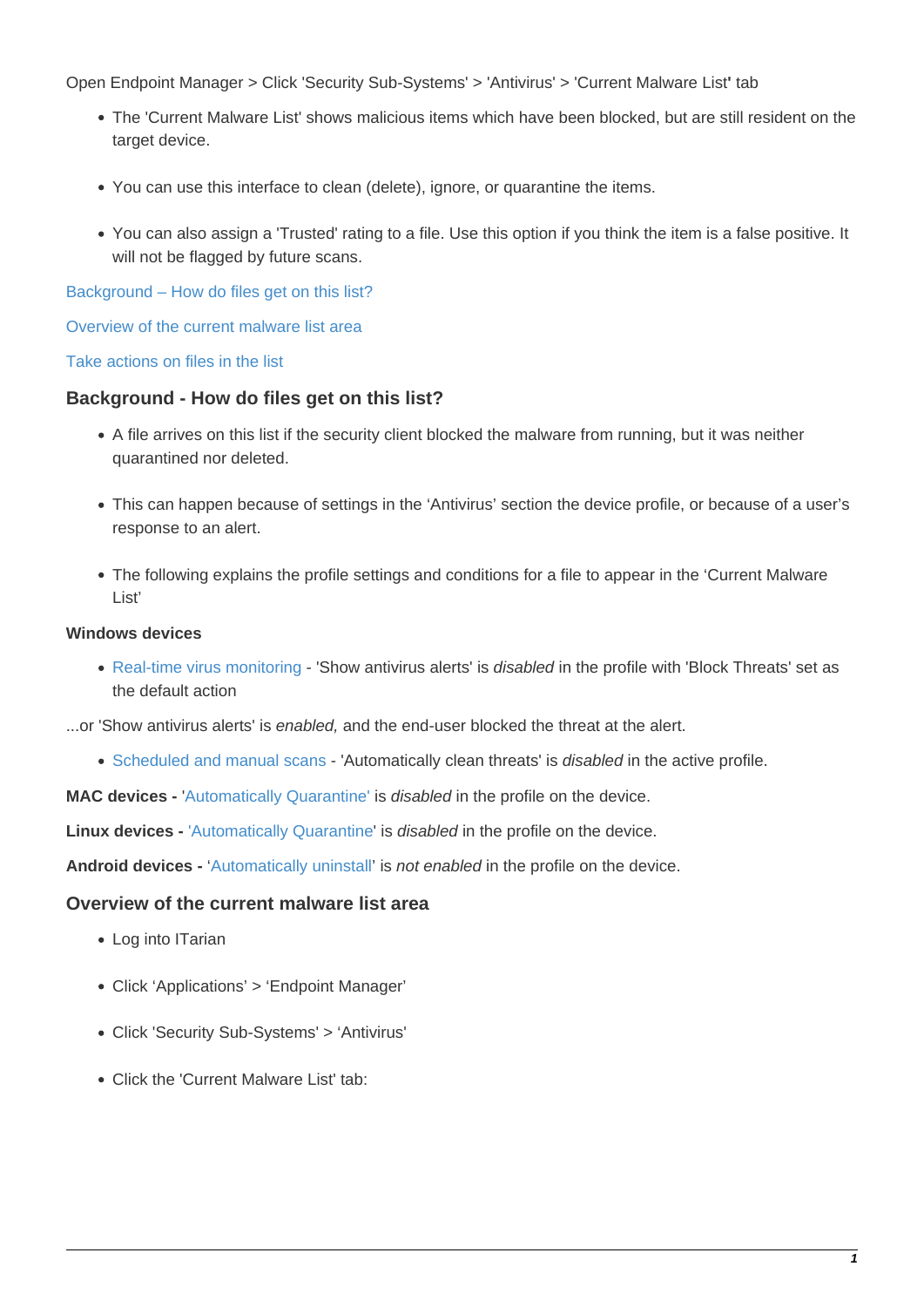Open Endpoint Manager > Click 'Security Sub-Systems' > 'Antivirus' > 'Current Malware List' tab

- The 'Current Malware List' shows malicious items which have been blocked, but are still resident on the target device.
- You can use this interface to clean (delete), ignore, or quarantine the items.
- You can also assign a 'Trusted' rating to a file. Use this option if you think the item is a false positive. It will not be flagged by future scans.

Background – How do files get on this list?

Overview of the current malware list area

Take actions on files in the list

## Background - How do files get on this list?

- A file arrives on this list if the security client blocked the malware from running, but it was neither quarantined nor deleted.
- This can happen because of settings in the 'Antivirus' section the device profile, or because of a user's response to an alert.
- The following explains the profile settings and conditions for a file to appear in the 'Current Malware List'

**Windows devices**

- Real-time virus monitoring - 'Show antivirus alerts' is *disabled* in the profile with 'Block Threats' set as the default action

...or 'Show antivirus alerts' is *enabled,* and the end-user blocked the threat at the alert.

- Scheduled and manual scans - 'Automatically clean threats' is *disabled* in the active profile.

**MAC devices -** 'Automatically Quarantine' is *disabled* in the profile on the device.

**Linux devices -** 'Automatically Quarantine' is *disabled* in the profile on the device.

**Android devices -** 'Automatically uninstall' is *not enabled* in the profile on the device.

## Overview of the current malware list area

- Log into ITarian
- Click 'Applications' > 'Endpoint Manager'
- Click 'Security Sub-Systems' > 'Antivirus'
- Click the 'Current Malware List' tab: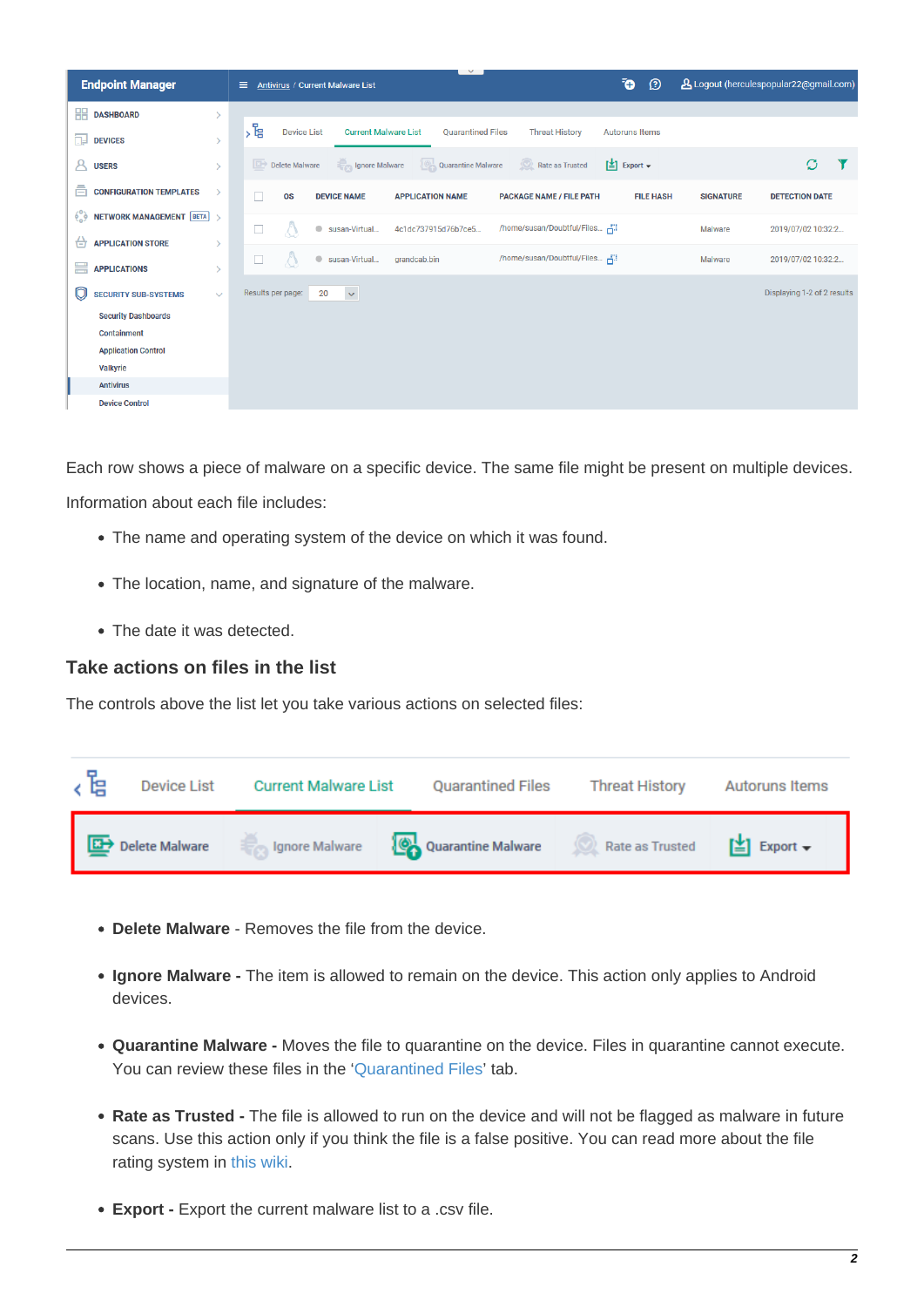Each row shows a piece of malware on a specific device. The same file might be present on multiple devices.

Information about each file includes:

- The name and operating system of the device on which it was found.
- The location, name, and signature of the malware.
- The date it was detected.

## Take actions on files in the list

The controls above the list let you take various actions on selected files:

- **Delete Malware** - Removes the file from the device.
- **Ignore Malware -** The item is allowed to remain on the device. This action only applies to Android devices.
- **Quarantine Malware -** Moves the file to quarantine on the device. Files in quarantine cannot execute. You can review these files in the 'Quarantined Files' tab.
- **Rate as Trusted -** The file is allowed to run on the device and will not be flagged as malware in future scans. Use this action only if you think the file is a false positive. You can read more about the file rating system in this wiki.
- **Export -** Export the current malware list to a .csv file.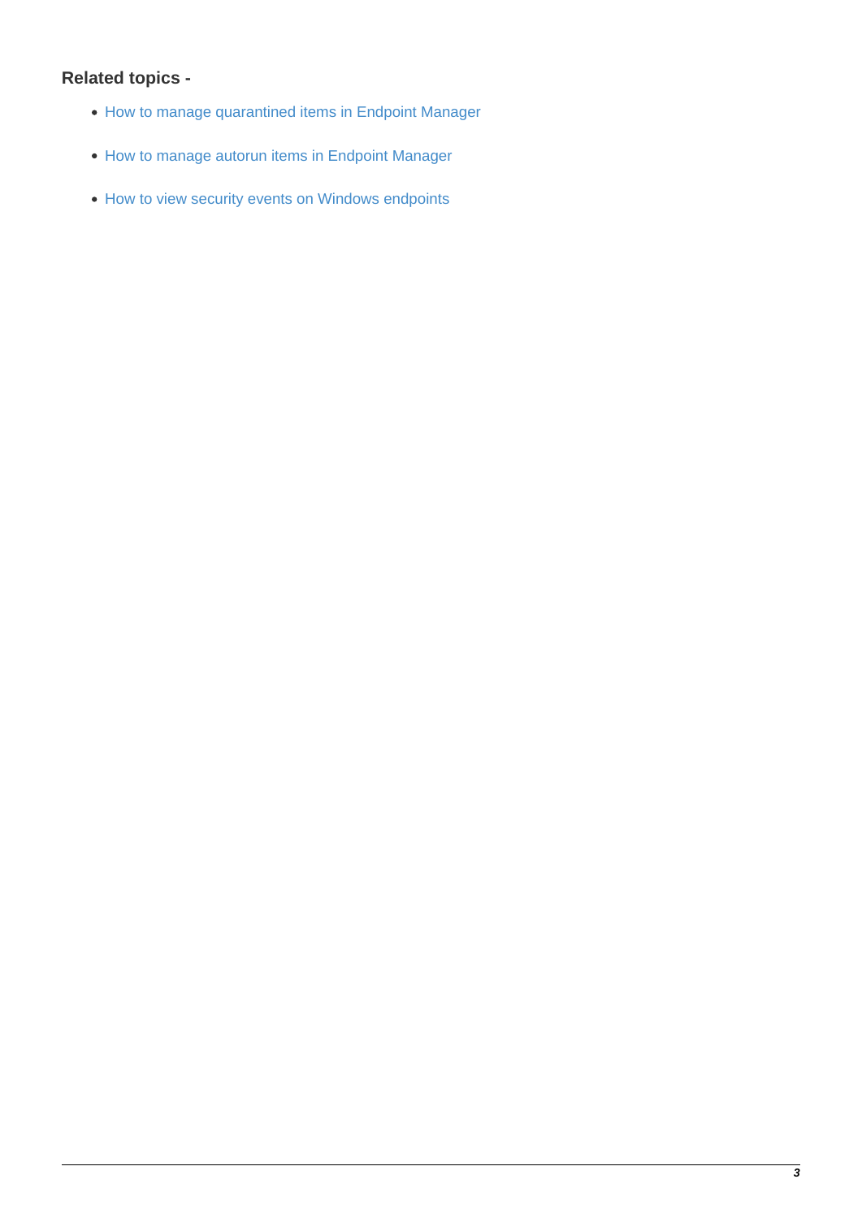### Related topics -

- How to manage quarantined items in Endpoint Manager
- How to manage autorun items in Endpoint Manager
- How to view security events on Windows endpoints